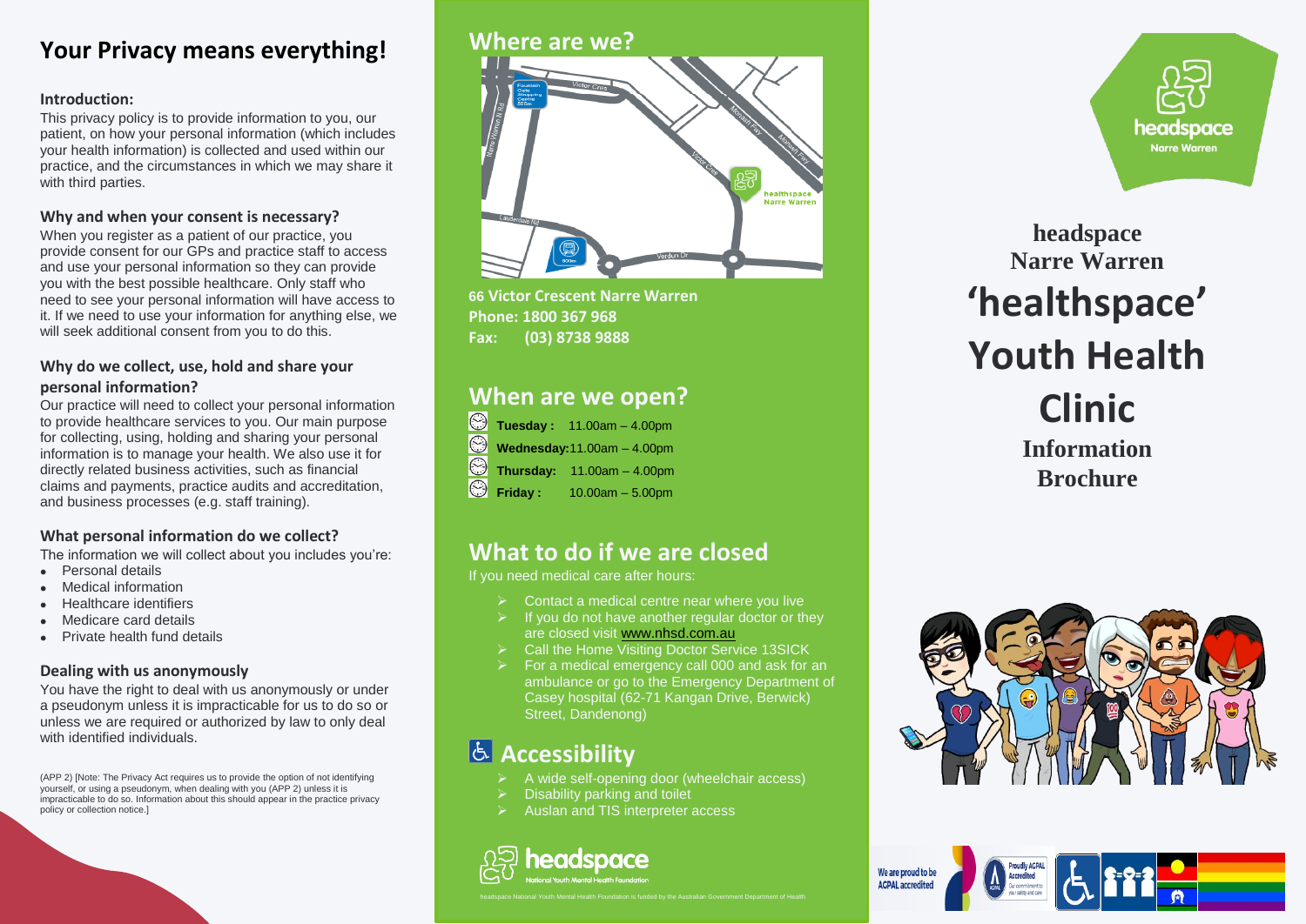# Your Privacy means everything!

### Introduction:

This privacy policy is to provide information to you, our patient, on how your personal information (which includes your health information) is collected and used within our practice, and the circumstances in which we may share it with third parties.

### Why and when your consent is necessary?

When you register as a patient of our practice, you provide consent for our GPs and practice staff to access and use your personal information so they can provide you with the best possible healthcare. Only staff who need to see your personal information will have access to it. If we need to use your information for anything else, we will seek additional consent from you to do this.

### Why do we collect, use, hold and share your personal information?

Our practice will need to collect your personal information to provide healthcare services to you. Our main purpose for collecting, using, holding and sharing your personal information is to manage your health. We also use it for directly related business activities, such as financial claims and payments, practice audits and accreditation, and business processes (e.g. staff training).

### What personal information do we collect?

The information we will collect about you includes you're:

- Personal details
- Medical information
- Healthcare identifiers
- Medicare card details
- Private health fund details

### Dealing with us anonymously

You have the right to deal with us anonymously or under a pseudonym unless it is impracticable for us to do so or unless we are required or authorized by law to only deal with identified individuals.

(APP 2) [Note: The Privacy Act requires us to provide the option of not identifying yourself, or using a pseudonym, when dealing with you (APP 2) unless it is impracticable to do so. Information about this should appear in the practice privacy policy or collection notice.]

## Where are we?

**66 Victor Crescent Narre Warren**
**Phone: 1800 367 968**
**Fax: (03) 8738 9888**

## When are we open?

- **Tuesday :** 11.00am – 4.00pm
- **Wednesday:** 11.00am – 4.00pm
- **Thursday:** 11.00am – 4.00pm
- **Friday :** 10.00am – 5.00pm

## What to do if we are closed

If you need medical care after hours:

- Contact a medical centre near where you live
- If you do not have another regular doctor or they are closed visit www.nhsd.com.au
- Call the Home Visiting Doctor Service 13SICK
- For a medical emergency call 000 and ask for an ambulance or go to the Emergency Department of Casey hospital (62-71 Kangan Drive, Berwick) Street, Dandenong)

## Accessibility

- A wide self-opening door (wheelchair access)
- Disability parking and toilet
- Auslan and TIS interpreter access

headspace National Youth Mental Health Foundation

headspace National Youth Mental Health Foundation is funded by the Australian Government Department of Health

headspace Narre Warren

**headspace Narre Warren**

# 'healthspace' Youth Health Clinic

**Information Brochure**

We are proud to be AGPAL accredited

Proudly AGPAL Accredited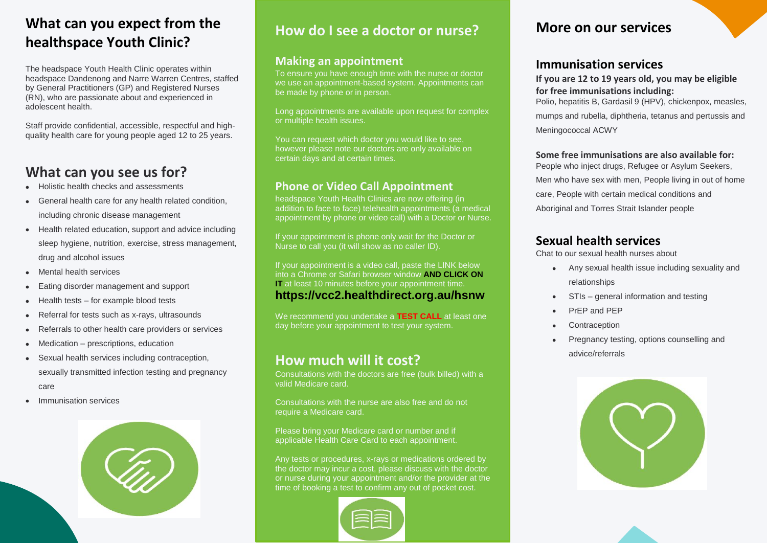## What can you expect from the healthspace Youth Clinic?

The headspace Youth Health Clinic operates within headspace Dandenong and Narre Warren Centres, staffed by General Practitioners (GP) and Registered Nurses (RN), who are passionate about and experienced in adolescent health.

Staff provide confidential, accessible, respectful and high-quality health care for young people aged 12 to 25 years.

## What can you see us for?

- Holistic health checks and assessments
- General health care for any health related condition, including chronic disease management
- Health related education, support and advice including sleep hygiene, nutrition, exercise, stress management, drug and alcohol issues
- Mental health services
- Eating disorder management and support
- Health tests – for example blood tests
- Referral for tests such as x-rays, ultrasounds
- Referrals to other health care providers or services
- Medication – prescriptions, education
- Sexual health services including contraception, sexually transmitted infection testing and pregnancy care
- Immunisation services

## How do I see a doctor or nurse?

### Making an appointment

To ensure you have enough time with the nurse or doctor we use an appointment-based system. Appointments can be made by phone or in person.

Long appointments are available upon request for complex or multiple health issues.

You can request which doctor you would like to see, however please note our doctors are only available on certain days and at certain times.

### Phone or Video Call Appointment

headspace Youth Health Clinics are now offering (in addition to face to face) telehealth appointments (a medical appointment by phone or video call) with a Doctor or Nurse.

If your appointment is phone only wait for the Doctor or Nurse to call you (it will show as no caller ID).

If your appointment is a video call, paste the LINK below into a Chrome or Safari browser window **AND CLICK ON IT** at least 10 minutes before your appointment time.

**https://vcc2.healthdirect.org.au/hsnw**

We recommend you undertake a **TEST CALL** at least one day before your appointment to test your system.

## How much will it cost?

Consultations with the doctors are free (bulk billed) with a valid Medicare card.

Consultations with the nurse are also free and do not require a Medicare card.

Please bring your Medicare card or number and if applicable Health Care Card to each appointment.

Any tests or procedures, x-rays or medications ordered by the doctor may incur a cost, please discuss with the doctor or nurse during your appointment and/or the provider at the time of booking a test to confirm any out of pocket cost.

## More on our services

### Immunisation services

**If you are 12 to 19 years old, you may be eligible for free immunisations including:**

Polio, hepatitis B, Gardasil 9 (HPV), chickenpox, measles, mumps and rubella, diphtheria, tetanus and pertussis and Meningococcal ACWY

**Some free immunisations are also available for:**

People who inject drugs, Refugee or Asylum Seekers, Men who have sex with men, People living in out of home care, People with certain medical conditions and Aboriginal and Torres Strait Islander people

### Sexual health services

Chat to our sexual health nurses about

- Any sexual health issue including sexuality and relationships
- STIs – general information and testing
- PrEP and PEP
- Contraception
- Pregnancy testing, options counselling and advice/referrals